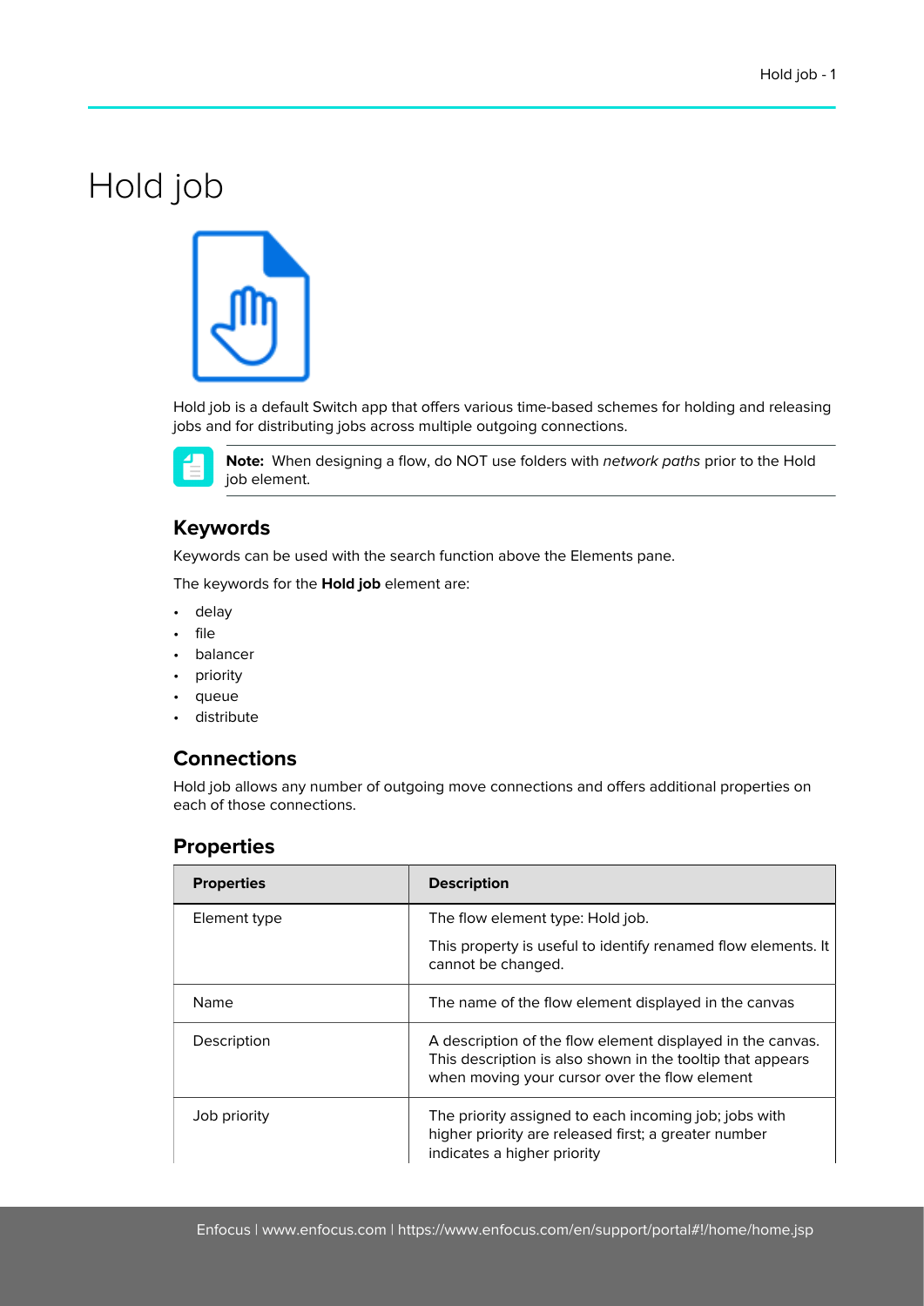# Hold job

Hold job is a default Switch app that offers various time-based schemes for holding and releasing jobs and for distributing jobs across multiple outgoing connections.

**Note:** When designing a flow, do NOT use folders with *network paths* prior to the Hold job element.

## Keywords

Keywords can be used with the search function above the Elements pane.

The keywords for the **Hold job** element are:

- delay
- file
- balancer
- priority
- queue
- distribute

## Connections

Hold job allows any number of outgoing move connections and offers additional properties on each of those connections.

## Properties

| Properties | Description |
| --- | --- |
| Element type | The flow element type: Hold job.<br><br>This property is useful to identify renamed flow elements. It cannot be changed. |
| Name | The name of the flow element displayed in the canvas |
| Description | A description of the flow element displayed in the canvas. This description is also shown in the tooltip that appears when moving your cursor over the flow element |
| Job priority | The priority assigned to each incoming job; jobs with higher priority are released first; a greater number indicates a higher priority |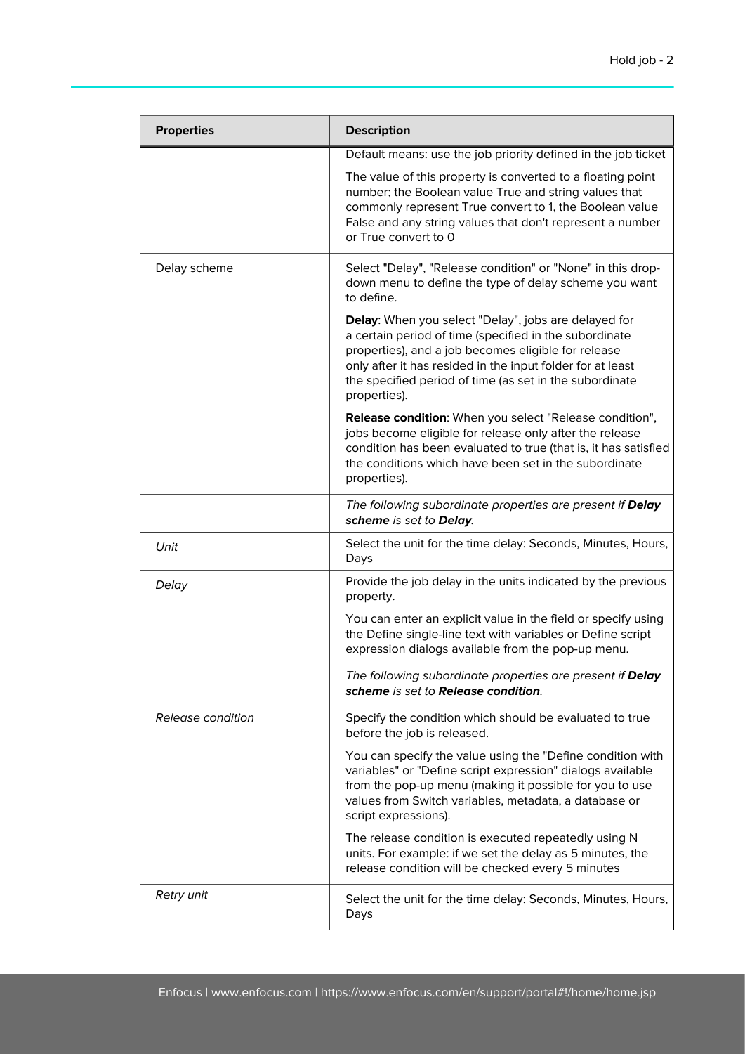| Properties | Description |
| --- | --- |
| | Default means: use the job priority defined in the job ticket<br><br>The value of this property is converted to a floating point number; the Boolean value True and string values that commonly represent True convert to 1, the Boolean value False and any string values that don't represent a number or True convert to 0 |
| Delay scheme | Select "Delay", "Release condition" or "None" in this drop-down menu to define the type of delay scheme you want to define.<br><br>**Delay**: When you select "Delay", jobs are delayed for a certain period of time (specified in the subordinate properties), and a job becomes eligible for release only after it has resided in the input folder for at least the specified period of time (as set in the subordinate properties).<br><br>**Release condition**: When you select "Release condition", jobs become eligible for release only after the release condition has been evaluated to true (that is, it has satisfied the conditions which have been set in the subordinate properties). |
| | *The following subordinate properties are present if **Delay scheme** is set to **Delay**.* |
| *Unit* | Select the unit for the time delay: Seconds, Minutes, Hours, Days |
| *Delay* | Provide the job delay in the units indicated by the previous property.<br><br>You can enter an explicit value in the field or specify using the Define single-line text with variables or Define script expression dialogs available from the pop-up menu. |
| | *The following subordinate properties are present if **Delay scheme** is set to **Release condition**.* |
| *Release condition* | Specify the condition which should be evaluated to true before the job is released.<br><br>You can specify the value using the "Define condition with variables" or "Define script expression" dialogs available from the pop-up menu (making it possible for you to use values from Switch variables, metadata, a database or script expressions).<br><br>The release condition is executed repeatedly using N units. For example: if we set the delay as 5 minutes, the release condition will be checked every 5 minutes |
| *Retry unit* | Select the unit for the time delay: Seconds, Minutes, Hours, Days |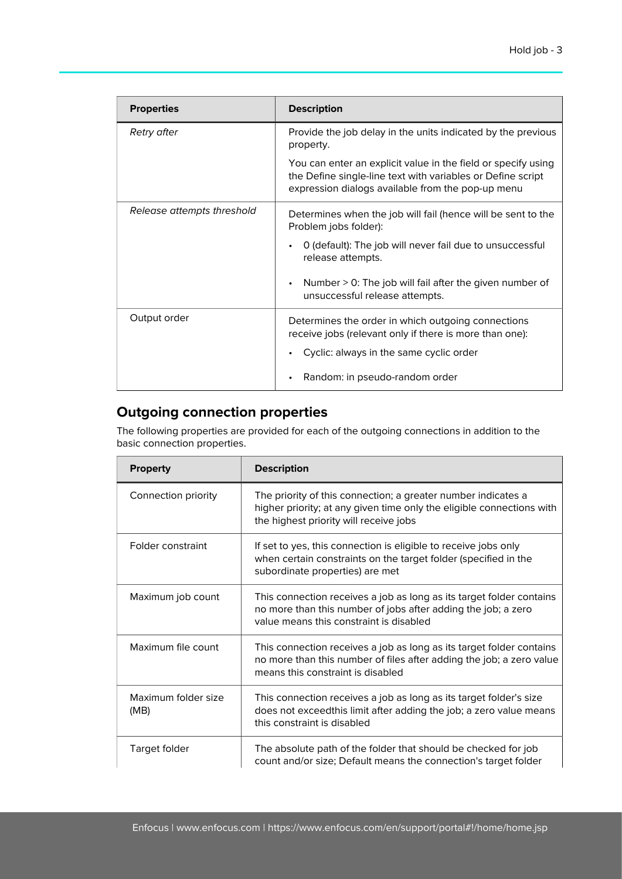| Properties | Description |
| --- | --- |
| *Retry after* | Provide the job delay in the units indicated by the previous property.<br><br>You can enter an explicit value in the field or specify using the Define single-line text with variables or Define script expression dialogs available from the pop-up menu |
| *Release attempts threshold* | Determines when the job will fail (hence will be sent to the Problem jobs folder):<br><br>• 0 (default): The job will never fail due to unsuccessful release attempts.<br>• Number > 0: The job will fail after the given number of unsuccessful release attempts. |
| Output order | Determines the order in which outgoing connections receive jobs (relevant only if there is more than one):<br><br>• Cyclic: always in the same cyclic order<br>• Random: in pseudo-random order |

## Outgoing connection properties

The following properties are provided for each of the outgoing connections in addition to the basic connection properties.

| Property | Description |
| --- | --- |
| Connection priority | The priority of this connection; a greater number indicates a higher priority; at any given time only the eligible connections with the highest priority will receive jobs |
| Folder constraint | If set to yes, this connection is eligible to receive jobs only when certain constraints on the target folder (specified in the subordinate properties) are met |
| Maximum job count | This connection receives a job as long as its target folder contains no more than this number of jobs after adding the job; a zero value means this constraint is disabled |
| Maximum file count | This connection receives a job as long as its target folder contains no more than this number of files after adding the job; a zero value means this constraint is disabled |
| Maximum folder size (MB) | This connection receives a job as long as its target folder's size does not exceedthis limit after adding the job; a zero value means this constraint is disabled |
| Target folder | The absolute path of the folder that should be checked for job count and/or size; Default means the connection's target folder |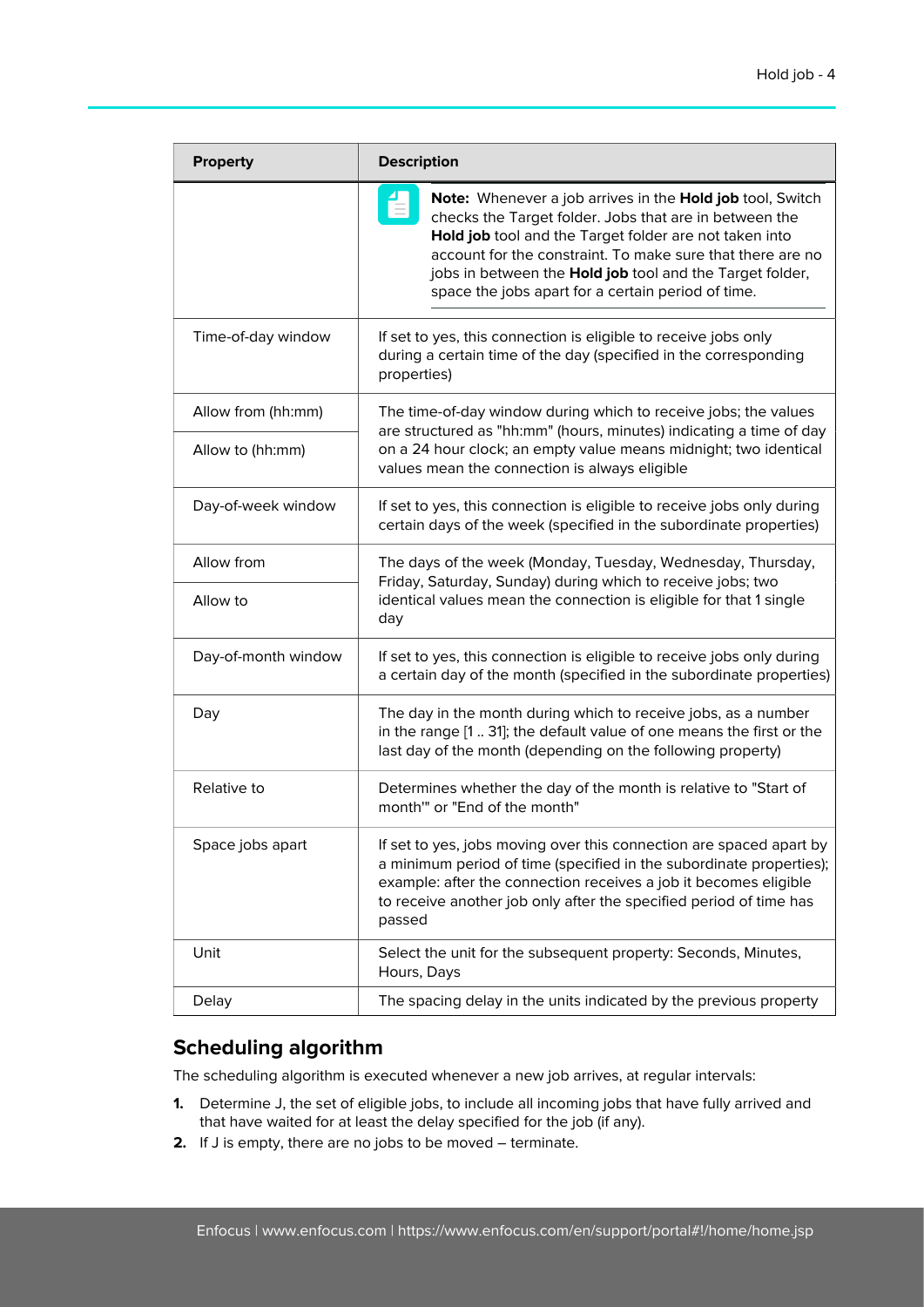| Property | Description |
| --- | --- |
| | **Note:** Whenever a job arrives in the **Hold job** tool, Switch checks the Target folder. Jobs that are in between the **Hold job** tool and the Target folder are not taken into account for the constraint. To make sure that there are no jobs in between the **Hold job** tool and the Target folder, space the jobs apart for a certain period of time. |
| Time-of-day window | If set to yes, this connection is eligible to receive jobs only during a certain time of the day (specified in the corresponding properties) |
| Allow from (hh:mm) | The time-of-day window during which to receive jobs; the values are structured as "hh:mm" (hours, minutes) indicating a time of day on a 24 hour clock; an empty value means midnight; two identical values mean the connection is always eligible |
| Allow to (hh:mm) | |
| Day-of-week window | If set to yes, this connection is eligible to receive jobs only during certain days of the week (specified in the subordinate properties) |
| Allow from | The days of the week (Monday, Tuesday, Wednesday, Thursday, Friday, Saturday, Sunday) during which to receive jobs; two identical values mean the connection is eligible for that 1 single day |
| Allow to | |
| Day-of-month window | If set to yes, this connection is eligible to receive jobs only during a certain day of the month (specified in the subordinate properties) |
| Day | The day in the month during which to receive jobs, as a number in the range [1 .. 31]; the default value of one means the first or the last day of the month (depending on the following property) |
| Relative to | Determines whether the day of the month is relative to "Start of month'" or "End of the month" |
| Space jobs apart | If set to yes, jobs moving over this connection are spaced apart by a minimum period of time (specified in the subordinate properties); example: after the connection receives a job it becomes eligible to receive another job only after the specified period of time has passed |
| Unit | Select the unit for the subsequent property: Seconds, Minutes, Hours, Days |
| Delay | The spacing delay in the units indicated by the previous property |

## Scheduling algorithm

The scheduling algorithm is executed whenever a new job arrives, at regular intervals:

1. Determine J, the set of eligible jobs, to include all incoming jobs that have fully arrived and that have waited for at least the delay specified for the job (if any).
2. If J is empty, there are no jobs to be moved – terminate.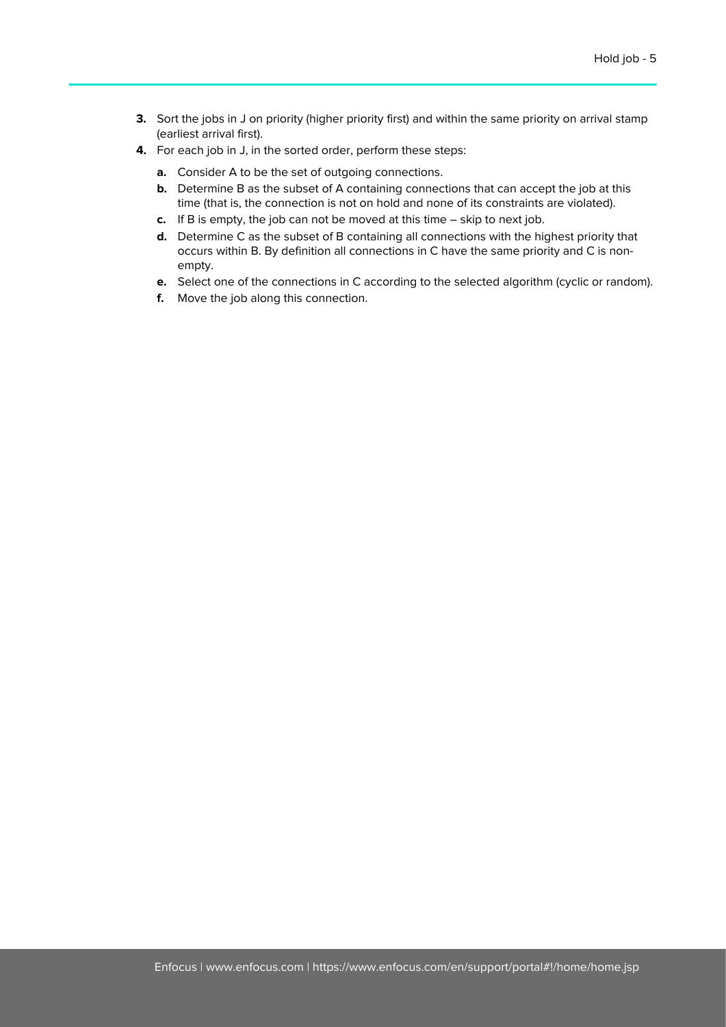3. Sort the jobs in J on priority (higher priority first) and within the same priority on arrival stamp (earliest arrival first).
4. For each job in J, in the sorted order, perform these steps:
   a. Consider A to be the set of outgoing connections.
   b. Determine B as the subset of A containing connections that can accept the job at this time (that is, the connection is not on hold and none of its constraints are violated).
   c. If B is empty, the job can not be moved at this time – skip to next job.
   d. Determine C as the subset of B containing all connections with the highest priority that occurs within B. By definition all connections in C have the same priority and C is non-empty.
   e. Select one of the connections in C according to the selected algorithm (cyclic or random).
   f. Move the job along this connection.